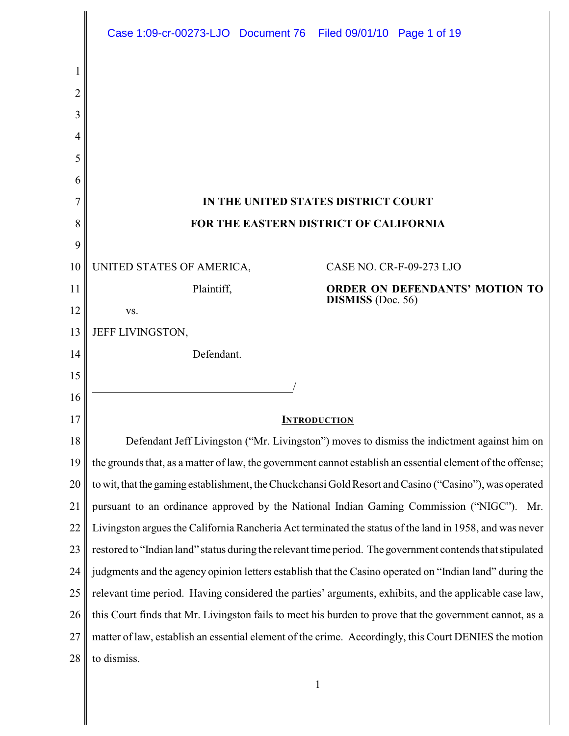**IN THE UNITED STATES DISTRICT COURT**

**FOR THE EASTERN DISTRICT OF CALIFORNIA**

UNITED STATES OF AMERICA,

Plaintiff,

vs.

JEFF LIVINGSTON,

Defendant.

_____________________________________/

CASE NO. CR-F-09-273 LJO

**ORDER ON DEFENDANTS' MOTION TO DISMISS** (Doc. 56)

## INTRODUCTION

Defendant Jeff Livingston ("Mr. Livingston") moves to dismiss the indictment against him on the grounds that, as a matter of law, the government cannot establish an essential element of the offense; to wit, that the gaming establishment, the Chuckchansi Gold Resort and Casino ("Casino"), was operated pursuant to an ordinance approved by the National Indian Gaming Commission ("NIGC"). Mr. Livingston argues the California Rancheria Act terminated the status of the land in 1958, and was never restored to "Indian land" status during the relevant time period. The government contends that stipulated judgments and the agency opinion letters establish that the Casino operated on "Indian land" during the relevant time period. Having considered the parties' arguments, exhibits, and the applicable case law, this Court finds that Mr. Livingston fails to meet his burden to prove that the government cannot, as a matter of law, establish an essential element of the crime. Accordingly, this Court DENIES the motion to dismiss.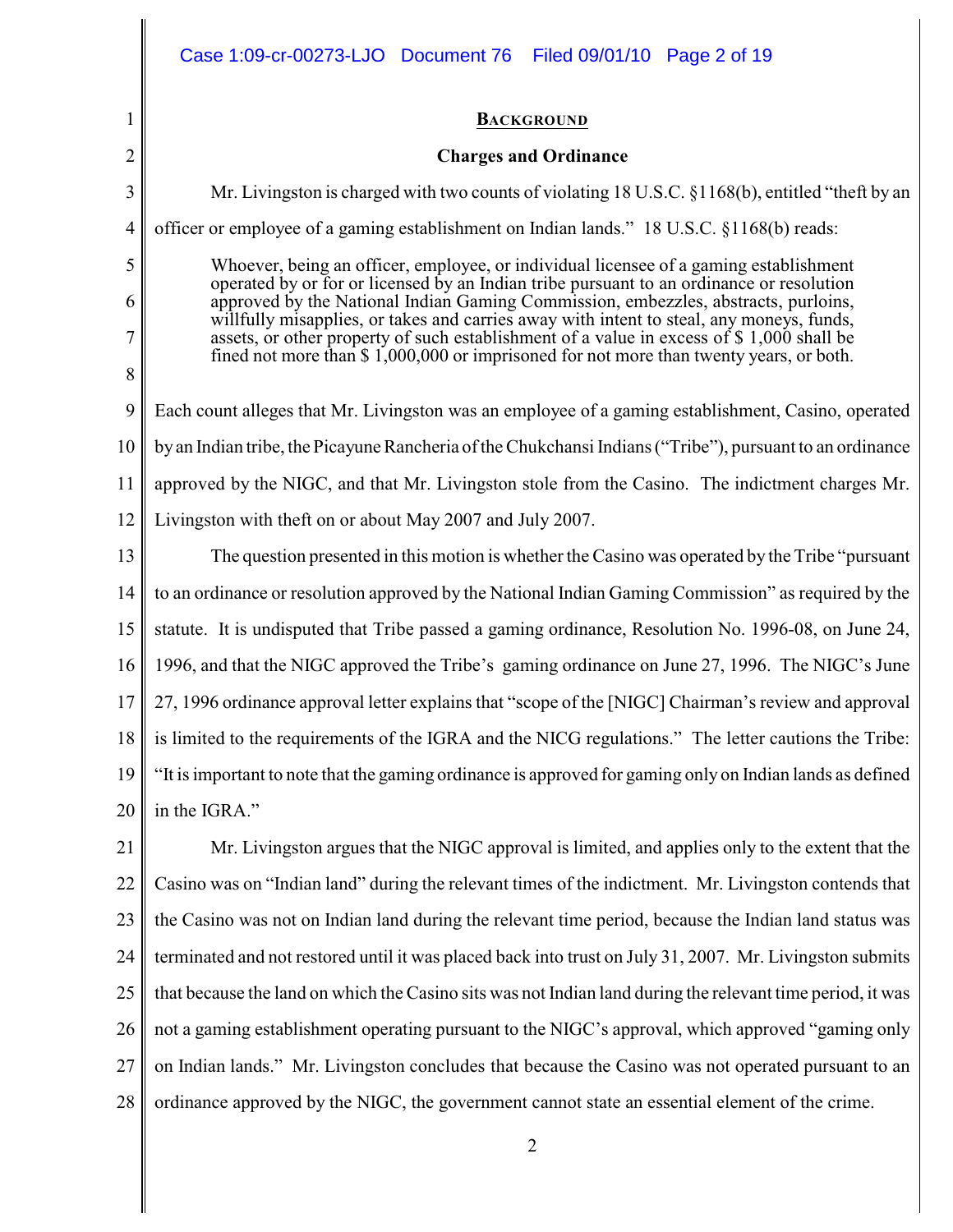## BACKGROUND

### Charges and Ordinance

Mr. Livingston is charged with two counts of violating 18 U.S.C. §1168(b), entitled "theft by an officer or employee of a gaming establishment on Indian lands." 18 U.S.C. §1168(b) reads:

> Whoever, being an officer, employee, or individual licensee of a gaming establishment operated by or for or licensed by an Indian tribe pursuant to an ordinance or resolution approved by the National Indian Gaming Commission, embezzles, abstracts, purloins, willfully misapplies, or takes and carries away with intent to steal, any moneys, funds, assets, or other property of such establishment of a value in excess of $ 1,000 shall be fined not more than $ 1,000,000 or imprisoned for not more than twenty years, or both.

Each count alleges that Mr. Livingston was an employee of a gaming establishment, Casino, operated by an Indian tribe, the Picayune Rancheria of the Chukchansi Indians ("Tribe"), pursuant to an ordinance approved by the NIGC, and that Mr. Livingston stole from the Casino. The indictment charges Mr. Livingston with theft on or about May 2007 and July 2007.

The question presented in this motion is whether the Casino was operated by the Tribe "pursuant to an ordinance or resolution approved by the National Indian Gaming Commission" as required by the statute. It is undisputed that Tribe passed a gaming ordinance, Resolution No. 1996-08, on June 24, 1996, and that the NIGC approved the Tribe's gaming ordinance on June 27, 1996. The NIGC's June 27, 1996 ordinance approval letter explains that "scope of the [NIGC] Chairman's review and approval is limited to the requirements of the IGRA and the NICG regulations." The letter cautions the Tribe: "It is important to note that the gaming ordinance is approved for gaming only on Indian lands as defined in the IGRA."

Mr. Livingston argues that the NIGC approval is limited, and applies only to the extent that the Casino was on "Indian land" during the relevant times of the indictment. Mr. Livingston contends that the Casino was not on Indian land during the relevant time period, because the Indian land status was terminated and not restored until it was placed back into trust on July 31, 2007. Mr. Livingston submits that because the land on which the Casino sits was not Indian land during the relevant time period, it was not a gaming establishment operating pursuant to the NIGC's approval, which approved "gaming only on Indian lands." Mr. Livingston concludes that because the Casino was not operated pursuant to an ordinance approved by the NIGC, the government cannot state an essential element of the crime.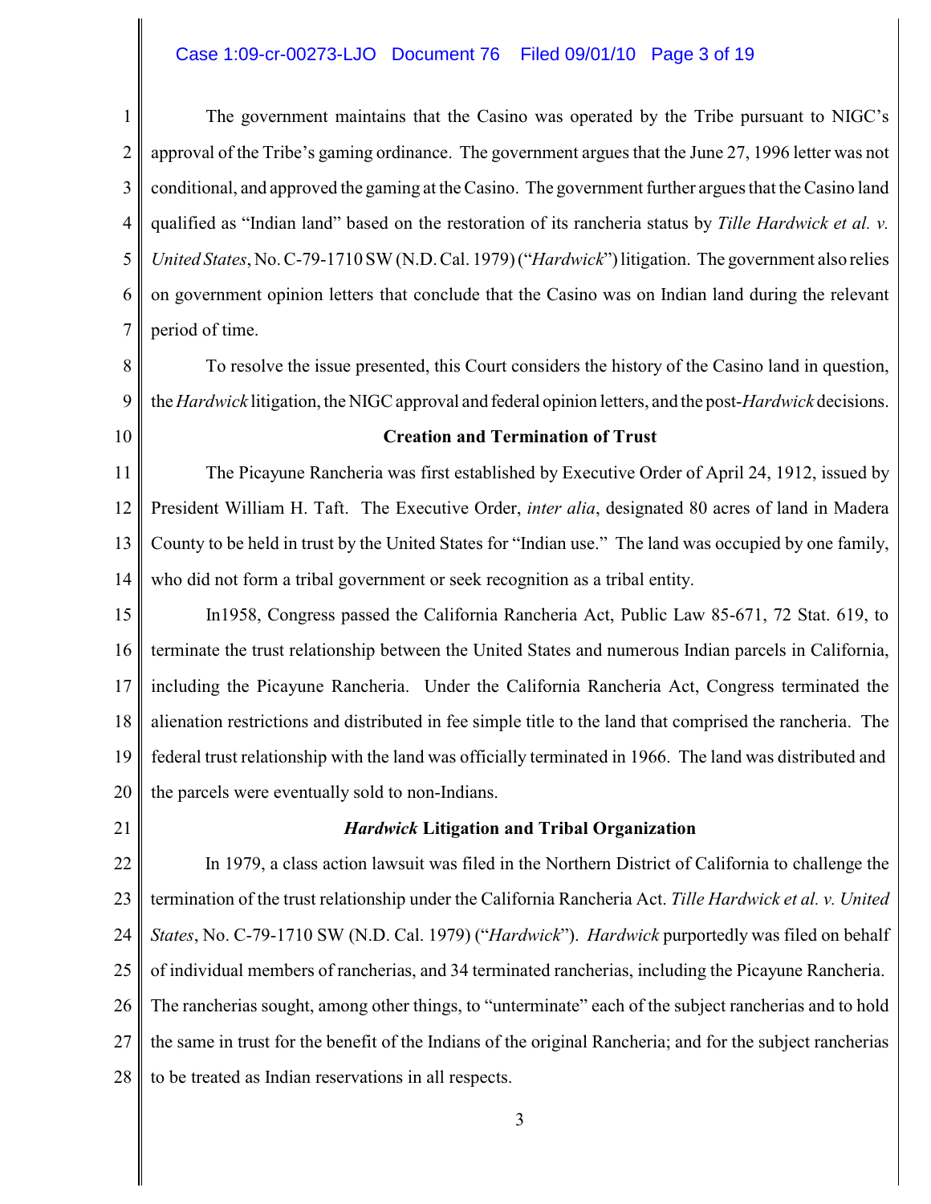The government maintains that the Casino was operated by the Tribe pursuant to NIGC's approval of the Tribe's gaming ordinance. The government argues that the June 27, 1996 letter was not conditional, and approved the gaming at the Casino. The government further argues that the Casino land qualified as "Indian land" based on the restoration of its rancheria status by *Tille Hardwick et al. v. United States*, No. C-79-1710 SW (N.D. Cal. 1979) ("*Hardwick*") litigation. The government also relies on government opinion letters that conclude that the Casino was on Indian land during the relevant period of time.

To resolve the issue presented, this Court considers the history of the Casino land in question, the *Hardwick* litigation, the NIGC approval and federal opinion letters, and the post-*Hardwick* decisions.

**Creation and Termination of Trust**

The Picayune Rancheria was first established by Executive Order of April 24, 1912, issued by President William H. Taft. The Executive Order, *inter alia*, designated 80 acres of land in Madera County to be held in trust by the United States for "Indian use." The land was occupied by one family, who did not form a tribal government or seek recognition as a tribal entity.

In1958, Congress passed the California Rancheria Act, Public Law 85-671, 72 Stat. 619, to terminate the trust relationship between the United States and numerous Indian parcels in California, including the Picayune Rancheria. Under the California Rancheria Act, Congress terminated the alienation restrictions and distributed in fee simple title to the land that comprised the rancheria. The federal trust relationship with the land was officially terminated in 1966. The land was distributed and the parcels were eventually sold to non-Indians.

***Hardwick* Litigation and Tribal Organization**

In 1979, a class action lawsuit was filed in the Northern District of California to challenge the termination of the trust relationship under the California Rancheria Act. *Tille Hardwick et al. v. United States*, No. C-79-1710 SW (N.D. Cal. 1979) ("*Hardwick*"). *Hardwick* purportedly was filed on behalf of individual members of rancherias, and 34 terminated rancherias, including the Picayune Rancheria. The rancherias sought, among other things, to "unterminate" each of the subject rancherias and to hold the same in trust for the benefit of the Indians of the original Rancheria; and for the subject rancherias to be treated as Indian reservations in all respects.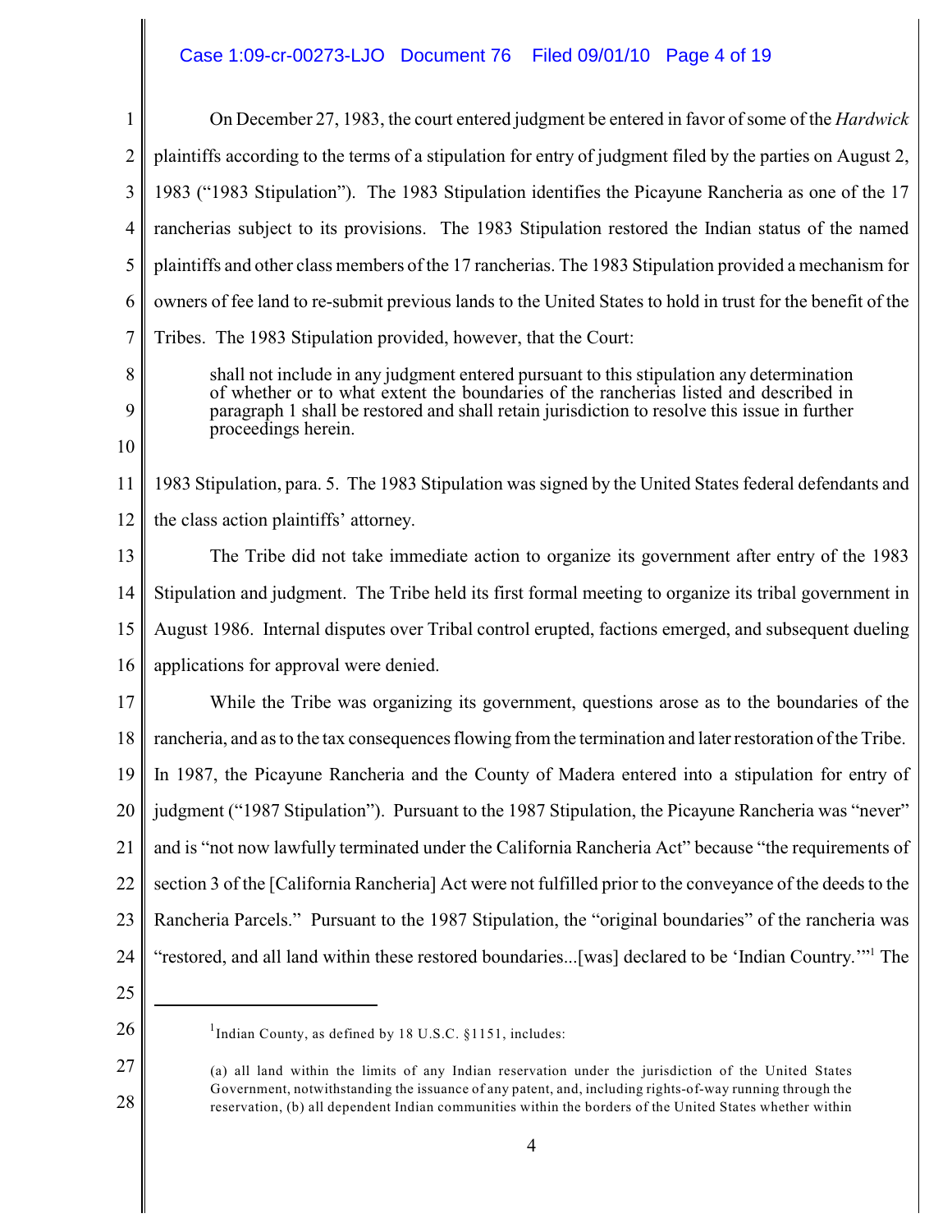On December 27, 1983, the court entered judgment be entered in favor of some of the *Hardwick* plaintiffs according to the terms of a stipulation for entry of judgment filed by the parties on August 2, 1983 ("1983 Stipulation"). The 1983 Stipulation identifies the Picayune Rancheria as one of the 17 rancherias subject to its provisions. The 1983 Stipulation restored the Indian status of the named plaintiffs and other class members of the 17 rancherias. The 1983 Stipulation provided a mechanism for owners of fee land to re-submit previous lands to the United States to hold in trust for the benefit of the Tribes. The 1983 Stipulation provided, however, that the Court:

> shall not include in any judgment entered pursuant to this stipulation any determination of whether or to what extent the boundaries of the rancherias listed and described in paragraph 1 shall be restored and shall retain jurisdiction to resolve this issue in further proceedings herein.

1983 Stipulation, para. 5. The 1983 Stipulation was signed by the United States federal defendants and the class action plaintiffs' attorney.

The Tribe did not take immediate action to organize its government after entry of the 1983 Stipulation and judgment. The Tribe held its first formal meeting to organize its tribal government in August 1986. Internal disputes over Tribal control erupted, factions emerged, and subsequent dueling applications for approval were denied.

While the Tribe was organizing its government, questions arose as to the boundaries of the rancheria, and as to the tax consequences flowing from the termination and later restoration of the Tribe. In 1987, the Picayune Rancheria and the County of Madera entered into a stipulation for entry of judgment ("1987 Stipulation"). Pursuant to the 1987 Stipulation, the Picayune Rancheria was "never" and is "not now lawfully terminated under the California Rancheria Act" because "the requirements of section 3 of the [California Rancheria] Act were not fulfilled prior to the conveyance of the deeds to the Rancheria Parcels." Pursuant to the 1987 Stipulation, the "original boundaries" of the rancheria was "restored, and all land within these restored boundaries...[was] declared to be 'Indian Country.'"[1] The

---

[1] Indian County, as defined by 18 U.S.C. §1151, includes:

(a) all land within the limits of any Indian reservation under the jurisdiction of the United States Government, notwithstanding the issuance of any patent, and, including rights-of-way running through the reservation, (b) all dependent Indian communities within the borders of the United States whether within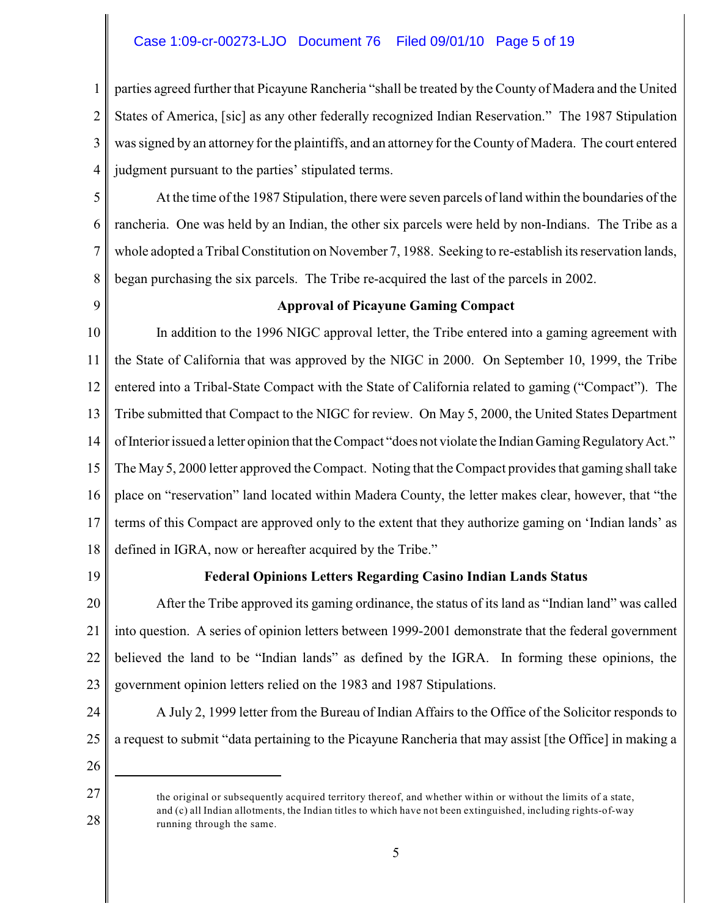parties agreed further that Picayune Rancheria "shall be treated by the County of Madera and the United States of America, [sic] as any other federally recognized Indian Reservation." The 1987 Stipulation was signed by an attorney for the plaintiffs, and an attorney for the County of Madera. The court entered judgment pursuant to the parties' stipulated terms.

At the time of the 1987 Stipulation, there were seven parcels of land within the boundaries of the rancheria. One was held by an Indian, the other six parcels were held by non-Indians. The Tribe as a whole adopted a Tribal Constitution on November 7, 1988. Seeking to re-establish its reservation lands, began purchasing the six parcels. The Tribe re-acquired the last of the parcels in 2002.

**Approval of Picayune Gaming Compact**

In addition to the 1996 NIGC approval letter, the Tribe entered into a gaming agreement with the State of California that was approved by the NIGC in 2000. On September 10, 1999, the Tribe entered into a Tribal-State Compact with the State of California related to gaming ("Compact"). The Tribe submitted that Compact to the NIGC for review. On May 5, 2000, the United States Department of Interior issued a letter opinion that the Compact "does not violate the Indian Gaming Regulatory Act." The May 5, 2000 letter approved the Compact. Noting that the Compact provides that gaming shall take place on "reservation" land located within Madera County, the letter makes clear, however, that "the terms of this Compact are approved only to the extent that they authorize gaming on 'Indian lands' as defined in IGRA, now or hereafter acquired by the Tribe."

**Federal Opinions Letters Regarding Casino Indian Lands Status**

After the Tribe approved its gaming ordinance, the status of its land as "Indian land" was called into question. A series of opinion letters between 1999-2001 demonstrate that the federal government believed the land to be "Indian lands" as defined by the IGRA. In forming these opinions, the government opinion letters relied on the 1983 and 1987 Stipulations.

A July 2, 1999 letter from the Bureau of Indian Affairs to the Office of the Solicitor responds to a request to submit "data pertaining to the Picayune Rancheria that may assist [the Office] in making a

---

the original or subsequently acquired territory thereof, and whether within or without the limits of a state, and (c) all Indian allotments, the Indian titles to which have not been extinguished, including rights-of-way running through the same.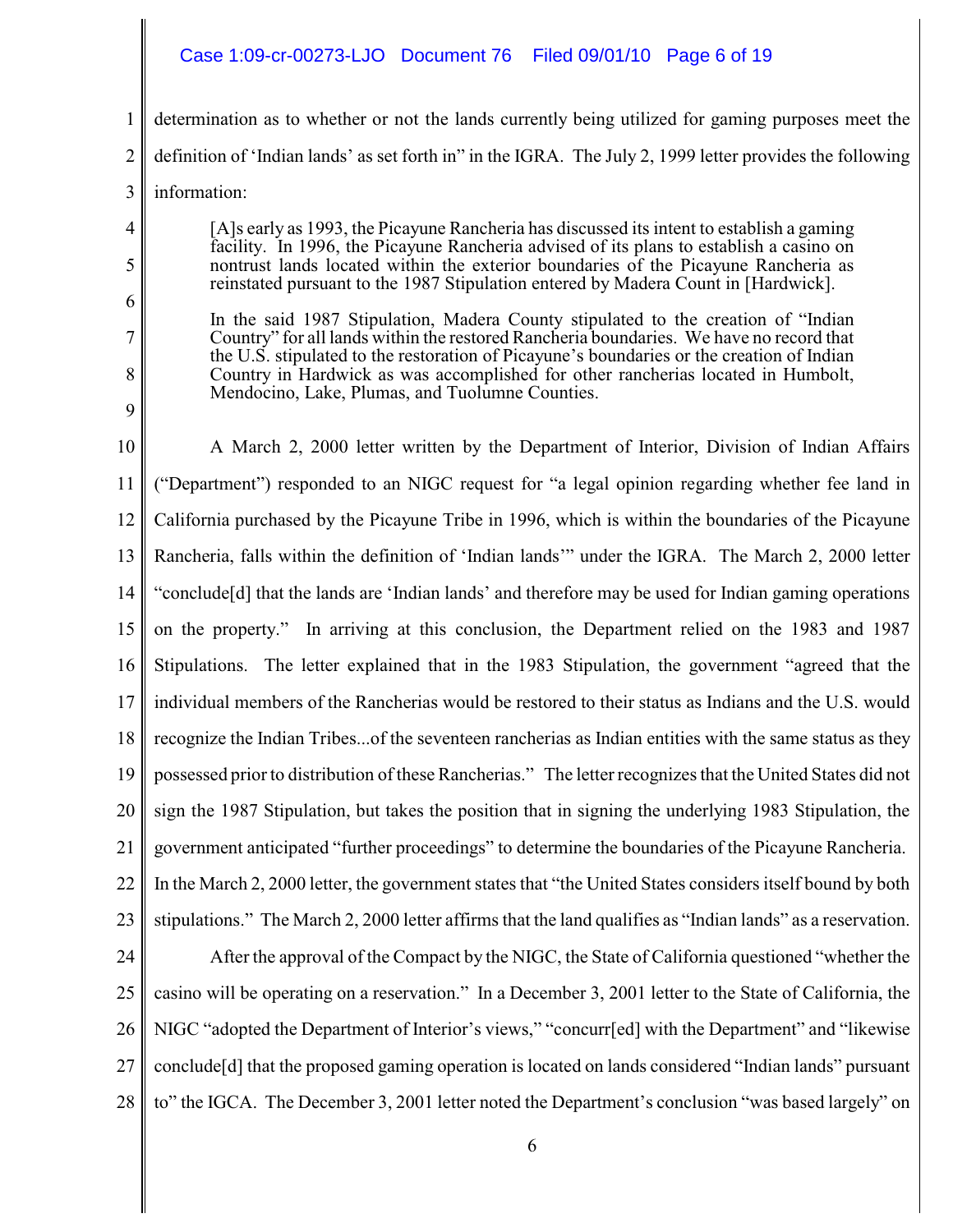determination as to whether or not the lands currently being utilized for gaming purposes meet the definition of 'Indian lands' as set forth in" in the IGRA. The July 2, 1999 letter provides the following information:

> [A]s early as 1993, the Picayune Rancheria has discussed its intent to establish a gaming facility. In 1996, the Picayune Rancheria advised of its plans to establish a casino on nontrust lands located within the exterior boundaries of the Picayune Rancheria as reinstated pursuant to the 1987 Stipulation entered by Madera Count in [Hardwick].
>
> In the said 1987 Stipulation, Madera County stipulated to the creation of "Indian Country" for all lands within the restored Rancheria boundaries. We have no record that the U.S. stipulated to the restoration of Picayune's boundaries or the creation of Indian Country in Hardwick as was accomplished for other rancherias located in Humbolt, Mendocino, Lake, Plumas, and Tuolumne Counties.

A March 2, 2000 letter written by the Department of Interior, Division of Indian Affairs ("Department") responded to an NIGC request for "a legal opinion regarding whether fee land in California purchased by the Picayune Tribe in 1996, which is within the boundaries of the Picayune Rancheria, falls within the definition of 'Indian lands'" under the IGRA. The March 2, 2000 letter "conclude[d] that the lands are 'Indian lands' and therefore may be used for Indian gaming operations on the property." In arriving at this conclusion, the Department relied on the 1983 and 1987 Stipulations. The letter explained that in the 1983 Stipulation, the government "agreed that the individual members of the Rancherias would be restored to their status as Indians and the U.S. would recognize the Indian Tribes...of the seventeen rancherias as Indian entities with the same status as they possessed prior to distribution of these Rancherias." The letter recognizes that the United States did not sign the 1987 Stipulation, but takes the position that in signing the underlying 1983 Stipulation, the government anticipated "further proceedings" to determine the boundaries of the Picayune Rancheria. In the March 2, 2000 letter, the government states that "the United States considers itself bound by both stipulations." The March 2, 2000 letter affirms that the land qualifies as "Indian lands" as a reservation.

After the approval of the Compact by the NIGC, the State of California questioned "whether the casino will be operating on a reservation." In a December 3, 2001 letter to the State of California, the NIGC "adopted the Department of Interior's views," "concurr[ed] with the Department" and "likewise conclude[d] that the proposed gaming operation is located on lands considered "Indian lands" pursuant to" the IGCA. The December 3, 2001 letter noted the Department's conclusion "was based largely" on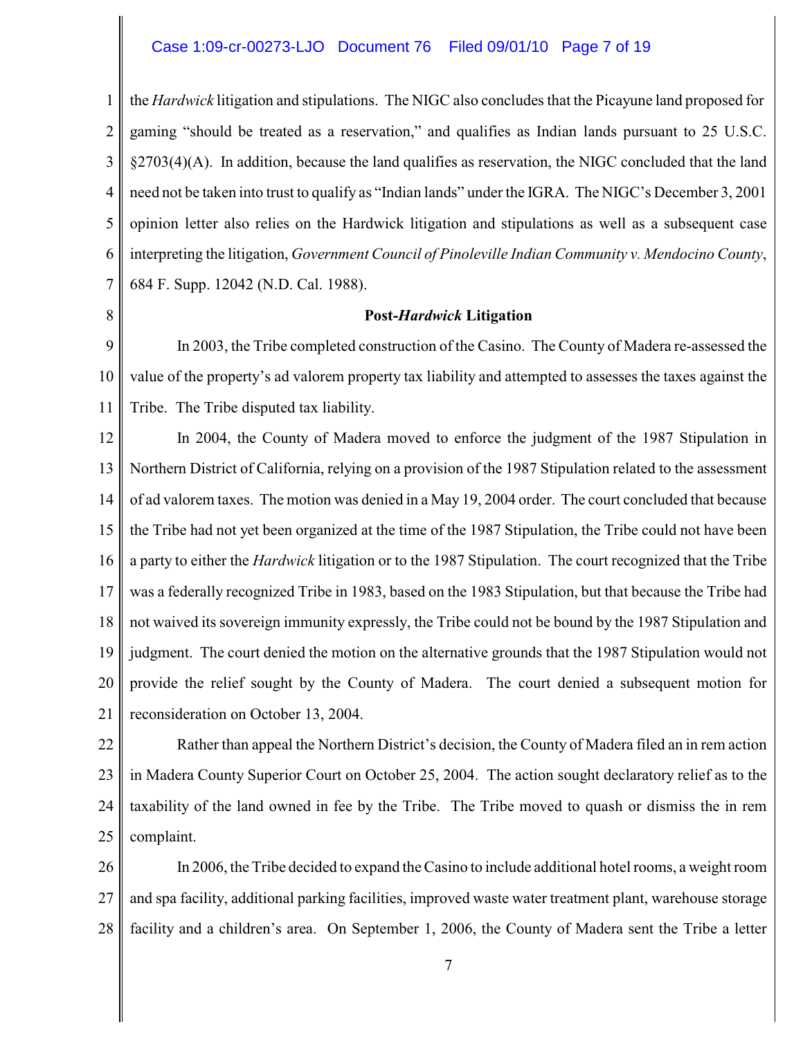the *Hardwick* litigation and stipulations. The NIGC also concludes that the Picayune land proposed for gaming "should be treated as a reservation," and qualifies as Indian lands pursuant to 25 U.S.C. §2703(4)(A). In addition, because the land qualifies as reservation, the NIGC concluded that the land need not be taken into trust to qualify as "Indian lands" under the IGRA. The NIGC's December 3, 2001 opinion letter also relies on the Hardwick litigation and stipulations as well as a subsequent case interpreting the litigation, *Government Council of Pinoleville Indian Community v. Mendocino County*, 684 F. Supp. 12042 (N.D. Cal. 1988).

**Post-*Hardwick* Litigation**

In 2003, the Tribe completed construction of the Casino. The County of Madera re-assessed the value of the property's ad valorem property tax liability and attempted to assesses the taxes against the Tribe. The Tribe disputed tax liability.

In 2004, the County of Madera moved to enforce the judgment of the 1987 Stipulation in Northern District of California, relying on a provision of the 1987 Stipulation related to the assessment of ad valorem taxes. The motion was denied in a May 19, 2004 order. The court concluded that because the Tribe had not yet been organized at the time of the 1987 Stipulation, the Tribe could not have been a party to either the *Hardwick* litigation or to the 1987 Stipulation. The court recognized that the Tribe was a federally recognized Tribe in 1983, based on the 1983 Stipulation, but that because the Tribe had not waived its sovereign immunity expressly, the Tribe could not be bound by the 1987 Stipulation and judgment. The court denied the motion on the alternative grounds that the 1987 Stipulation would not provide the relief sought by the County of Madera. The court denied a subsequent motion for reconsideration on October 13, 2004.

Rather than appeal the Northern District's decision, the County of Madera filed an in rem action in Madera County Superior Court on October 25, 2004. The action sought declaratory relief as to the taxability of the land owned in fee by the Tribe. The Tribe moved to quash or dismiss the in rem complaint.

In 2006, the Tribe decided to expand the Casino to include additional hotel rooms, a weight room and spa facility, additional parking facilities, improved waste water treatment plant, warehouse storage facility and a children's area. On September 1, 2006, the County of Madera sent the Tribe a letter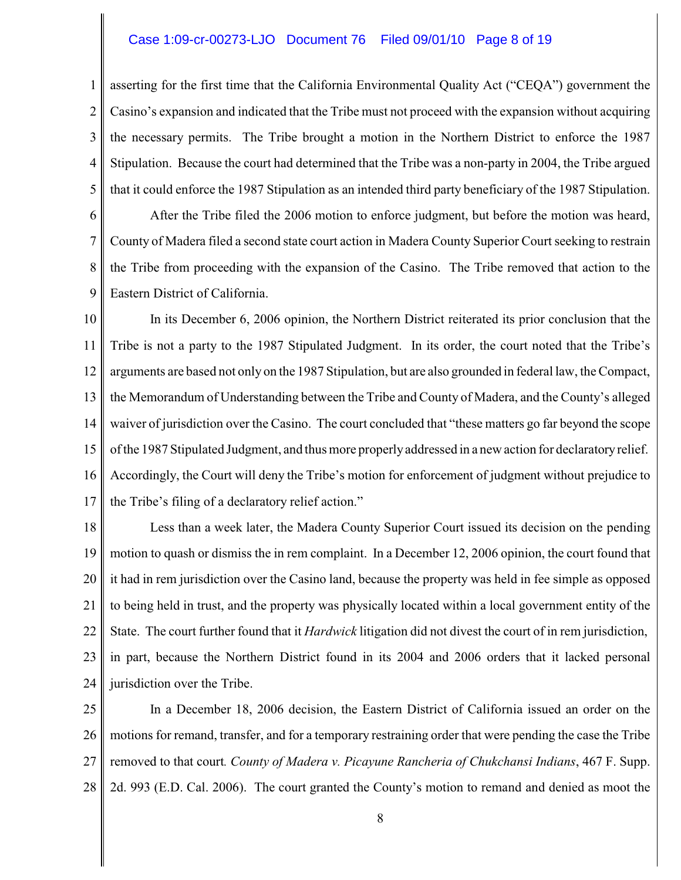asserting for the first time that the California Environmental Quality Act ("CEQA") government the Casino's expansion and indicated that the Tribe must not proceed with the expansion without acquiring the necessary permits. The Tribe brought a motion in the Northern District to enforce the 1987 Stipulation. Because the court had determined that the Tribe was a non-party in 2004, the Tribe argued that it could enforce the 1987 Stipulation as an intended third party beneficiary of the 1987 Stipulation.

After the Tribe filed the 2006 motion to enforce judgment, but before the motion was heard, County of Madera filed a second state court action in Madera County Superior Court seeking to restrain the Tribe from proceeding with the expansion of the Casino. The Tribe removed that action to the Eastern District of California.

In its December 6, 2006 opinion, the Northern District reiterated its prior conclusion that the Tribe is not a party to the 1987 Stipulated Judgment. In its order, the court noted that the Tribe's arguments are based not only on the 1987 Stipulation, but are also grounded in federal law, the Compact, the Memorandum of Understanding between the Tribe and County of Madera, and the County's alleged waiver of jurisdiction over the Casino. The court concluded that "these matters go far beyond the scope of the 1987 Stipulated Judgment, and thus more properly addressed in a new action for declaratory relief. Accordingly, the Court will deny the Tribe's motion for enforcement of judgment without prejudice to the Tribe's filing of a declaratory relief action."

Less than a week later, the Madera County Superior Court issued its decision on the pending motion to quash or dismiss the in rem complaint. In a December 12, 2006 opinion, the court found that it had in rem jurisdiction over the Casino land, because the property was held in fee simple as opposed to being held in trust, and the property was physically located within a local government entity of the State. The court further found that it *Hardwick* litigation did not divest the court of in rem jurisdiction, in part, because the Northern District found in its 2004 and 2006 orders that it lacked personal jurisdiction over the Tribe.

In a December 18, 2006 decision, the Eastern District of California issued an order on the motions for remand, transfer, and for a temporary restraining order that were pending the case the Tribe removed to that court. *County of Madera v. Picayune Rancheria of Chukchansi Indians*, 467 F. Supp. 2d. 993 (E.D. Cal. 2006). The court granted the County's motion to remand and denied as moot the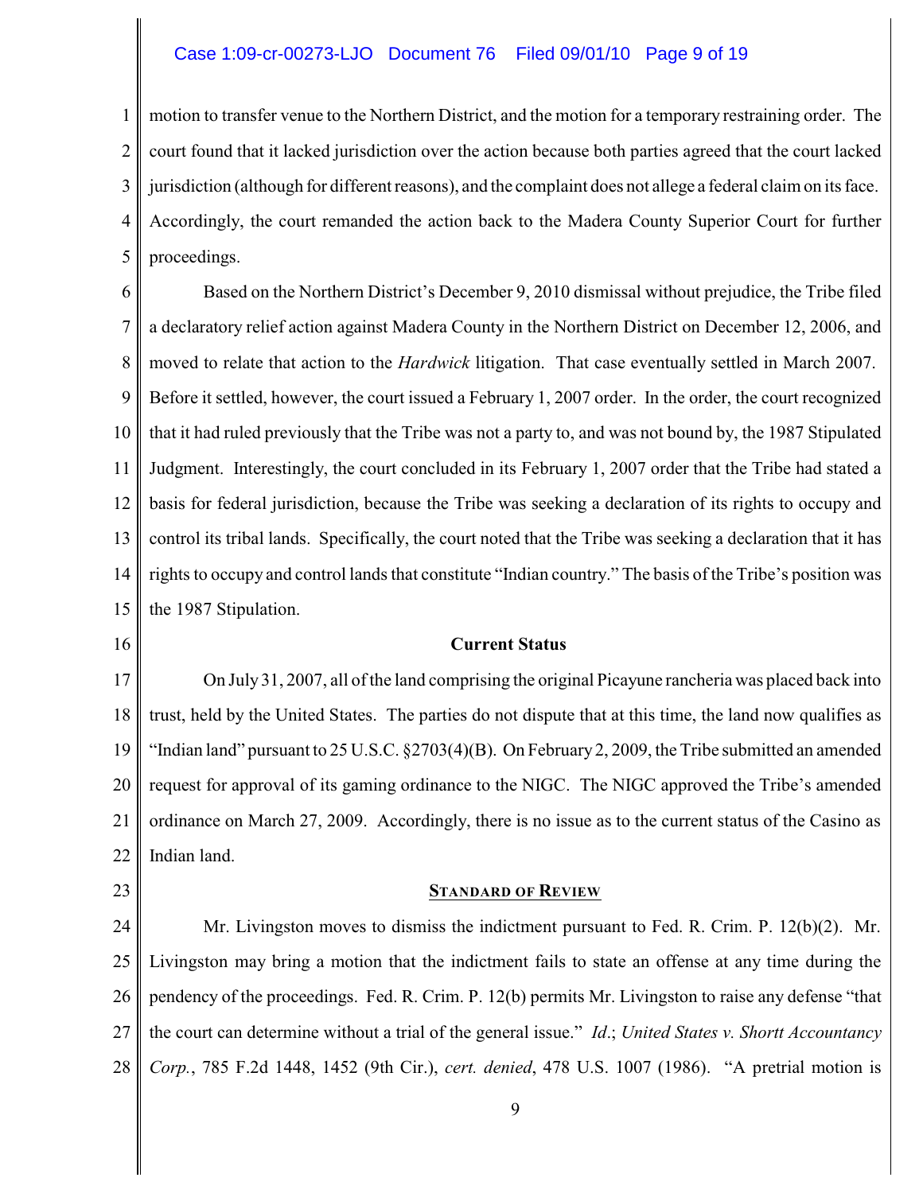motion to transfer venue to the Northern District, and the motion for a temporary restraining order. The court found that it lacked jurisdiction over the action because both parties agreed that the court lacked jurisdiction (although for different reasons), and the complaint does not allege a federal claim on its face. Accordingly, the court remanded the action back to the Madera County Superior Court for further proceedings.

Based on the Northern District's December 9, 2010 dismissal without prejudice, the Tribe filed a declaratory relief action against Madera County in the Northern District on December 12, 2006, and moved to relate that action to the *Hardwick* litigation. That case eventually settled in March 2007. Before it settled, however, the court issued a February 1, 2007 order. In the order, the court recognized that it had ruled previously that the Tribe was not a party to, and was not bound by, the 1987 Stipulated Judgment. Interestingly, the court concluded in its February 1, 2007 order that the Tribe had stated a basis for federal jurisdiction, because the Tribe was seeking a declaration of its rights to occupy and control its tribal lands. Specifically, the court noted that the Tribe was seeking a declaration that it has rights to occupy and control lands that constitute "Indian country." The basis of the Tribe's position was the 1987 Stipulation.

**Current Status**

On July 31, 2007, all of the land comprising the original Picayune rancheria was placed back into trust, held by the United States. The parties do not dispute that at this time, the land now qualifies as "Indian land" pursuant to 25 U.S.C. §2703(4)(B). On February 2, 2009, the Tribe submitted an amended request for approval of its gaming ordinance to the NIGC. The NIGC approved the Tribe's amended ordinance on March 27, 2009. Accordingly, there is no issue as to the current status of the Casino as Indian land.

**STANDARD OF REVIEW**

Mr. Livingston moves to dismiss the indictment pursuant to Fed. R. Crim. P. 12(b)(2). Mr. Livingston may bring a motion that the indictment fails to state an offense at any time during the pendency of the proceedings. Fed. R. Crim. P. 12(b) permits Mr. Livingston to raise any defense "that the court can determine without a trial of the general issue." *Id*.; *United States v. Shortt Accountancy Corp.*, 785 F.2d 1448, 1452 (9th Cir.), *cert. denied*, 478 U.S. 1007 (1986). "A pretrial motion is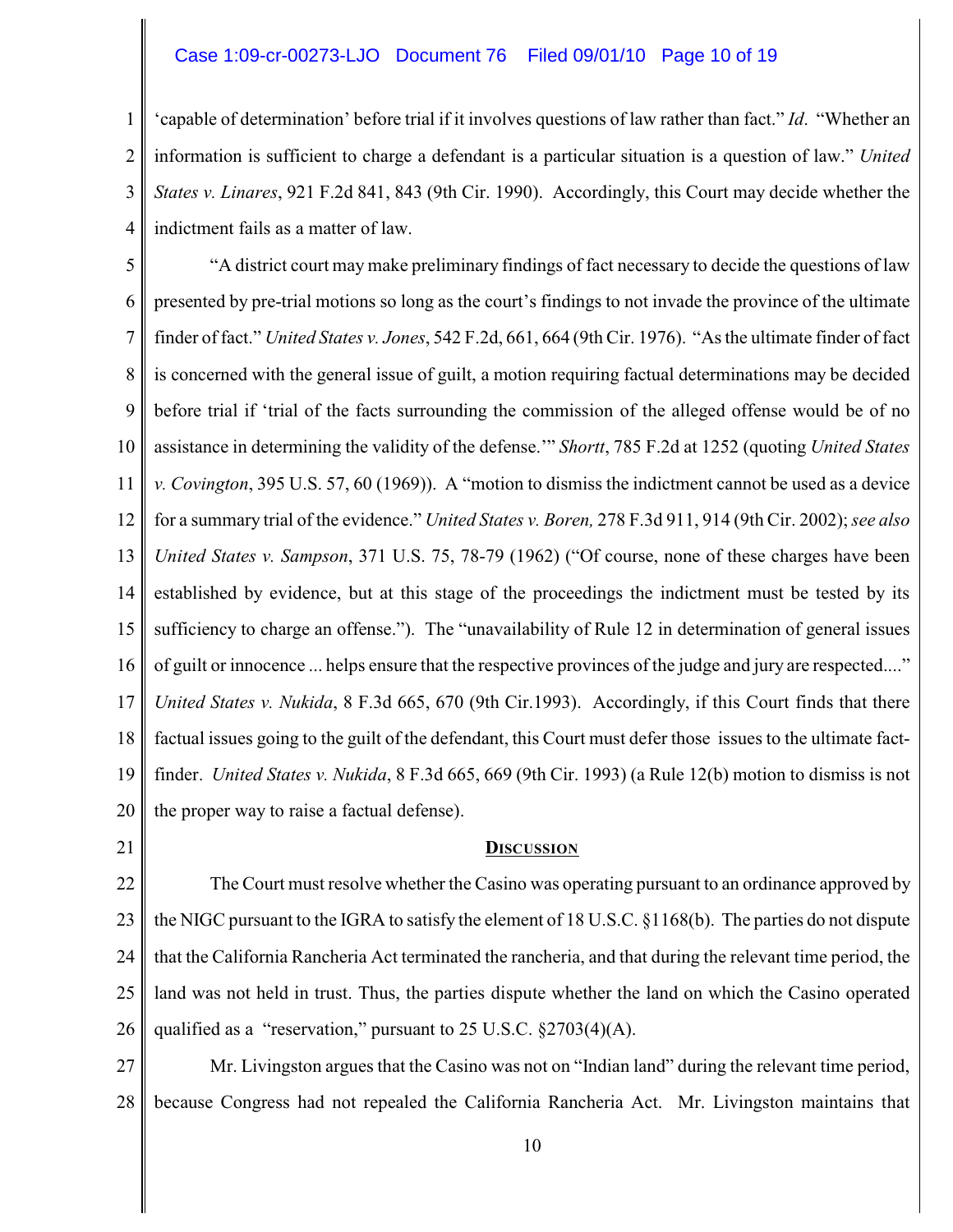'capable of determination' before trial if it involves questions of law rather than fact." *Id*. "Whether an information is sufficient to charge a defendant is a particular situation is a question of law." *United States v. Linares*, 921 F.2d 841, 843 (9th Cir. 1990). Accordingly, this Court may decide whether the indictment fails as a matter of law.

"A district court may make preliminary findings of fact necessary to decide the questions of law presented by pre-trial motions so long as the court's findings to not invade the province of the ultimate finder of fact." *United States v. Jones*, 542 F.2d, 661, 664 (9th Cir. 1976). "As the ultimate finder of fact is concerned with the general issue of guilt, a motion requiring factual determinations may be decided before trial if 'trial of the facts surrounding the commission of the alleged offense would be of no assistance in determining the validity of the defense.'" *Shortt*, 785 F.2d at 1252 (quoting *United States v. Covington*, 395 U.S. 57, 60 (1969)). A "motion to dismiss the indictment cannot be used as a device for a summary trial of the evidence." *United States v. Boren,* 278 F.3d 911, 914 (9th Cir. 2002); *see also United States v. Sampson*, 371 U.S. 75, 78-79 (1962) ("Of course, none of these charges have been established by evidence, but at this stage of the proceedings the indictment must be tested by its sufficiency to charge an offense."). The "unavailability of Rule 12 in determination of general issues of guilt or innocence ... helps ensure that the respective provinces of the judge and jury are respected...." *United States v. Nukida*, 8 F.3d 665, 670 (9th Cir.1993). Accordingly, if this Court finds that there factual issues going to the guilt of the defendant, this Court must defer those issues to the ultimate fact-finder. *United States v. Nukida*, 8 F.3d 665, 669 (9th Cir. 1993) (a Rule 12(b) motion to dismiss is not the proper way to raise a factual defense).

## DISCUSSION

The Court must resolve whether the Casino was operating pursuant to an ordinance approved by the NIGC pursuant to the IGRA to satisfy the element of 18 U.S.C. §1168(b). The parties do not dispute that the California Rancheria Act terminated the rancheria, and that during the relevant time period, the land was not held in trust. Thus, the parties dispute whether the land on which the Casino operated qualified as a "reservation," pursuant to 25 U.S.C. §2703(4)(A).

Mr. Livingston argues that the Casino was not on "Indian land" during the relevant time period, because Congress had not repealed the California Rancheria Act. Mr. Livingston maintains that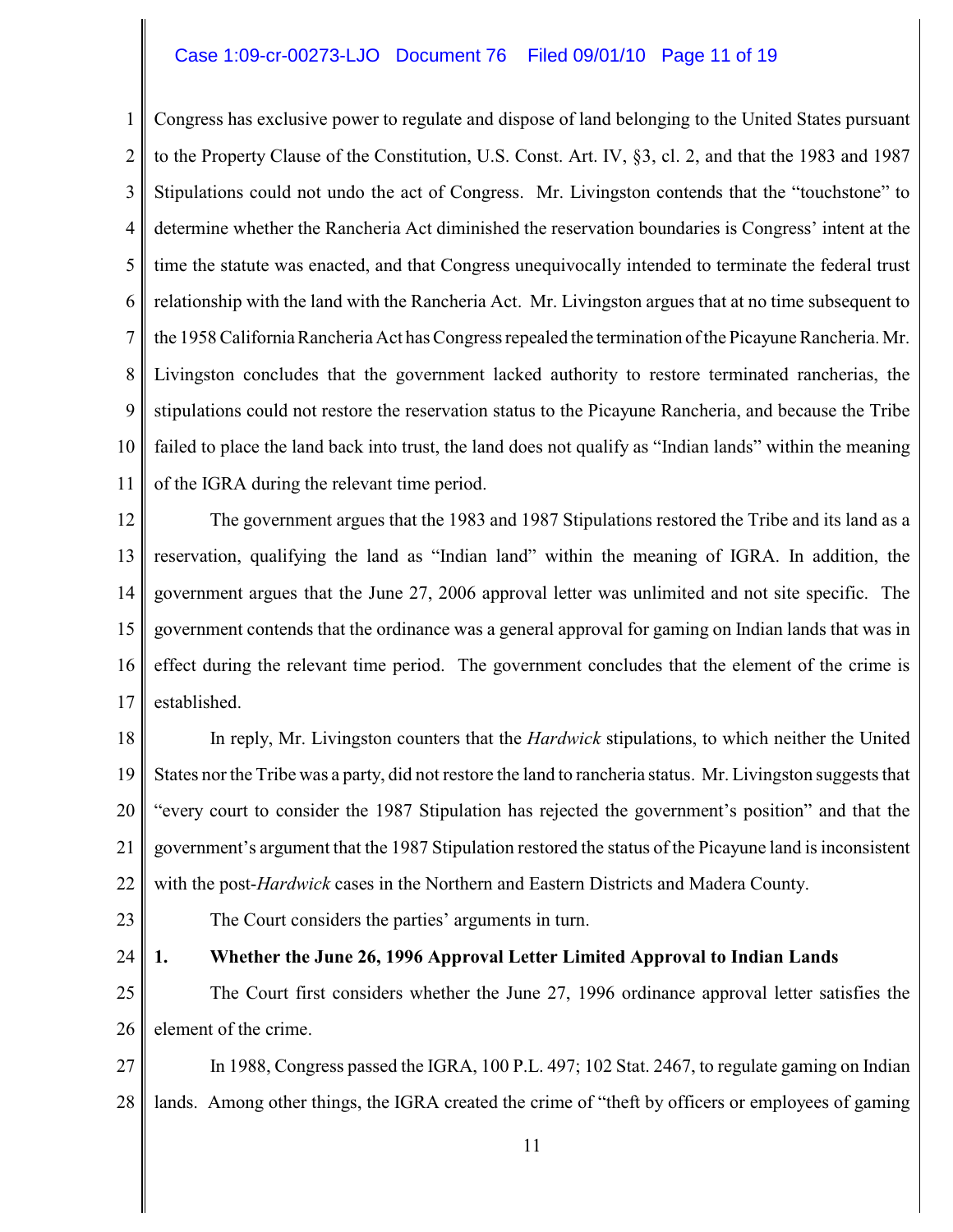Congress has exclusive power to regulate and dispose of land belonging to the United States pursuant to the Property Clause of the Constitution, U.S. Const. Art. IV, §3, cl. 2, and that the 1983 and 1987 Stipulations could not undo the act of Congress. Mr. Livingston contends that the "touchstone" to determine whether the Rancheria Act diminished the reservation boundaries is Congress' intent at the time the statute was enacted, and that Congress unequivocally intended to terminate the federal trust relationship with the land with the Rancheria Act. Mr. Livingston argues that at no time subsequent to the 1958 California Rancheria Act has Congress repealed the termination of the Picayune Rancheria. Mr. Livingston concludes that the government lacked authority to restore terminated rancherias, the stipulations could not restore the reservation status to the Picayune Rancheria, and because the Tribe failed to place the land back into trust, the land does not qualify as "Indian lands" within the meaning of the IGRA during the relevant time period.

The government argues that the 1983 and 1987 Stipulations restored the Tribe and its land as a reservation, qualifying the land as "Indian land" within the meaning of IGRA. In addition, the government argues that the June 27, 2006 approval letter was unlimited and not site specific. The government contends that the ordinance was a general approval for gaming on Indian lands that was in effect during the relevant time period. The government concludes that the element of the crime is established.

In reply, Mr. Livingston counters that the *Hardwick* stipulations, to which neither the United States nor the Tribe was a party, did not restore the land to rancheria status. Mr. Livingston suggests that "every court to consider the 1987 Stipulation has rejected the government's position" and that the government's argument that the 1987 Stipulation restored the status of the Picayune land is inconsistent with the post-*Hardwick* cases in the Northern and Eastern Districts and Madera County.

The Court considers the parties' arguments in turn.

**1. Whether the June 26, 1996 Approval Letter Limited Approval to Indian Lands**

The Court first considers whether the June 27, 1996 ordinance approval letter satisfies the element of the crime.

In 1988, Congress passed the IGRA, 100 P.L. 497; 102 Stat. 2467, to regulate gaming on Indian lands. Among other things, the IGRA created the crime of "theft by officers or employees of gaming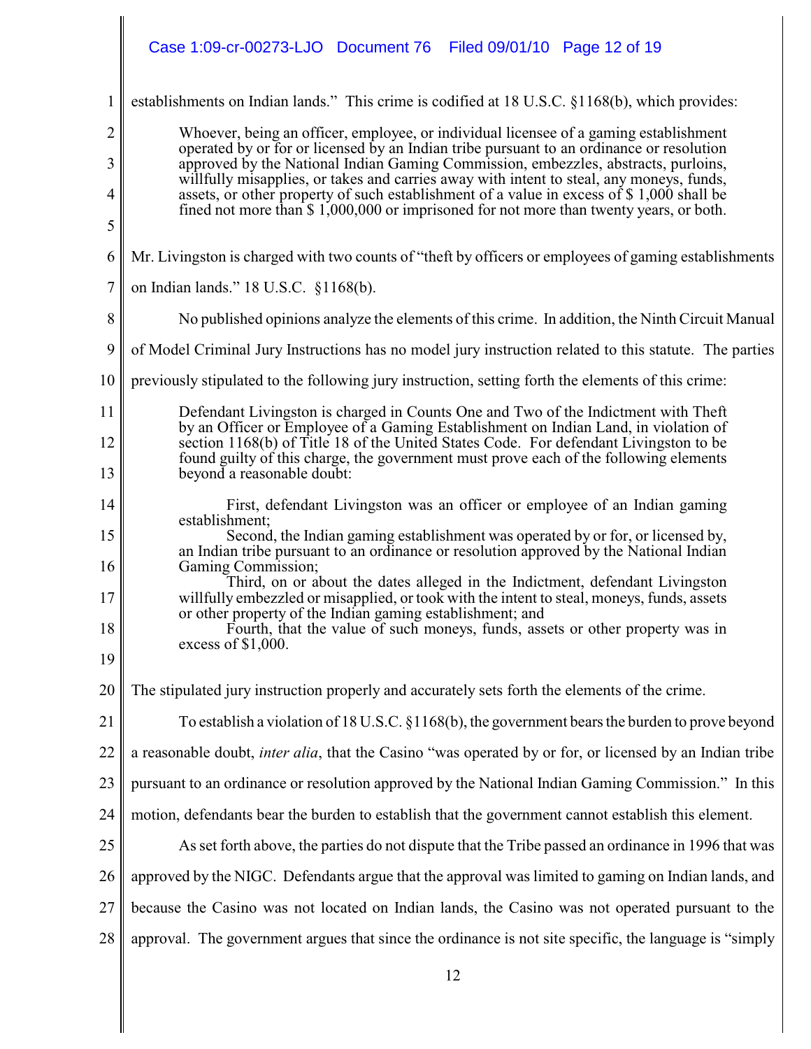establishments on Indian lands." This crime is codified at 18 U.S.C. §1168(b), which provides:

> Whoever, being an officer, employee, or individual licensee of a gaming establishment operated by or for or licensed by an Indian tribe pursuant to an ordinance or resolution approved by the National Indian Gaming Commission, embezzles, abstracts, purloins, willfully misapplies, or takes and carries away with intent to steal, any moneys, funds, assets, or other property of such establishment of a value in excess of $ 1,000 shall be fined not more than $ 1,000,000 or imprisoned for not more than twenty years, or both.

Mr. Livingston is charged with two counts of "theft by officers or employees of gaming establishments on Indian lands." 18 U.S.C. §1168(b).

No published opinions analyze the elements of this crime. In addition, the Ninth Circuit Manual of Model Criminal Jury Instructions has no model jury instruction related to this statute. The parties previously stipulated to the following jury instruction, setting forth the elements of this crime:

> Defendant Livingston is charged in Counts One and Two of the Indictment with Theft by an Officer or Employee of a Gaming Establishment on Indian Land, in violation of section 1168(b) of Title 18 of the United States Code. For defendant Livingston to be found guilty of this charge, the government must prove each of the following elements beyond a reasonable doubt:
>
> First, defendant Livingston was an officer or employee of an Indian gaming establishment;
>
> Second, the Indian gaming establishment was operated by or for, or licensed by, an Indian tribe pursuant to an ordinance or resolution approved by the National Indian Gaming Commission;
>
> Third, on or about the dates alleged in the Indictment, defendant Livingston willfully embezzled or misapplied, or took with the intent to steal, moneys, funds, assets or other property of the Indian gaming establishment; and
>
> Fourth, that the value of such moneys, funds, assets or other property was in excess of $1,000.

The stipulated jury instruction properly and accurately sets forth the elements of the crime.

To establish a violation of 18 U.S.C. §1168(b), the government bears the burden to prove beyond a reasonable doubt, *inter alia*, that the Casino "was operated by or for, or licensed by an Indian tribe pursuant to an ordinance or resolution approved by the National Indian Gaming Commission." In this motion, defendants bear the burden to establish that the government cannot establish this element.

As set forth above, the parties do not dispute that the Tribe passed an ordinance in 1996 that was approved by the NIGC. Defendants argue that the approval was limited to gaming on Indian lands, and because the Casino was not located on Indian lands, the Casino was not operated pursuant to the approval. The government argues that since the ordinance is not site specific, the language is "simply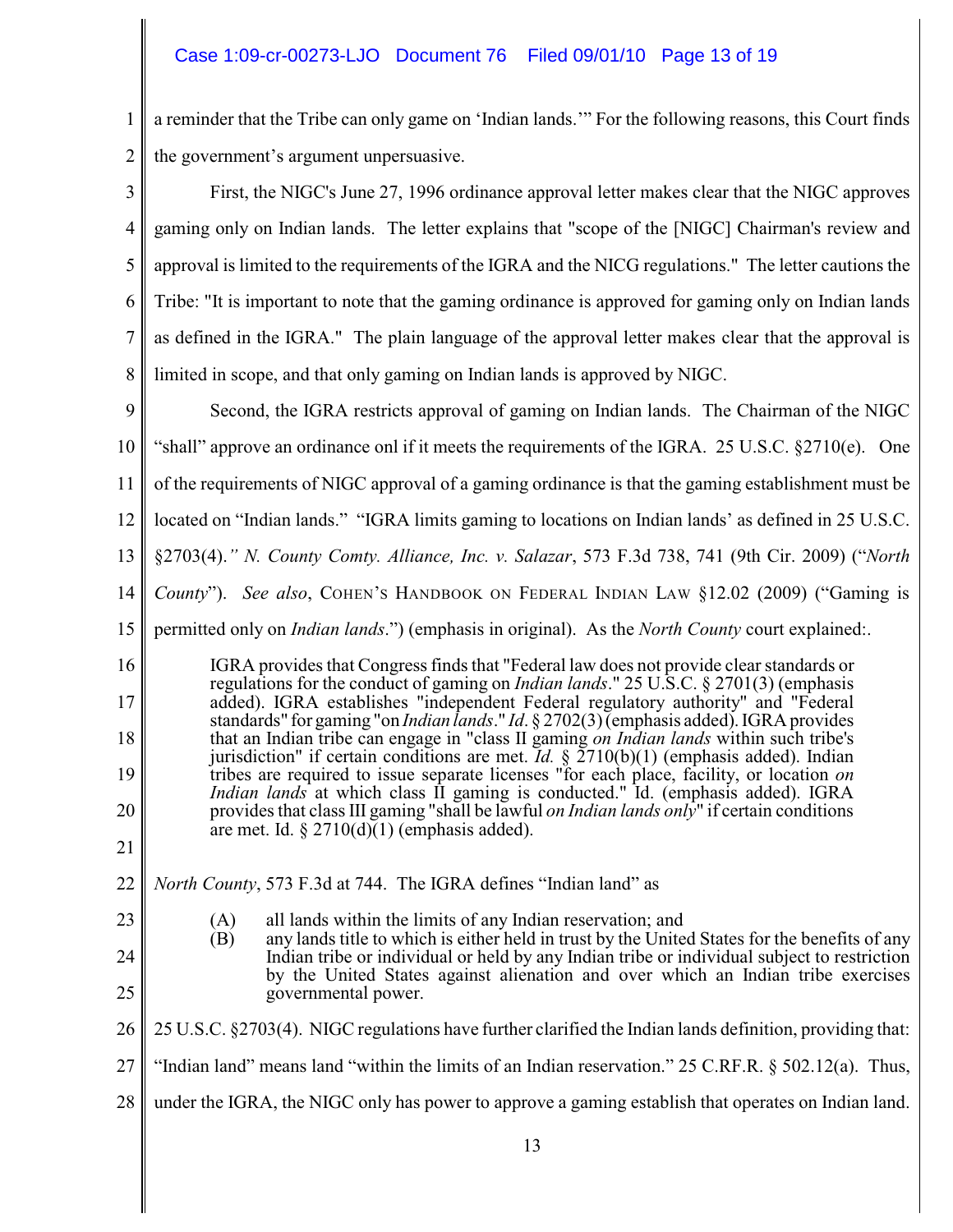a reminder that the Tribe can only game on 'Indian lands.'" For the following reasons, this Court finds the government's argument unpersuasive.

First, the NIGC's June 27, 1996 ordinance approval letter makes clear that the NIGC approves gaming only on Indian lands. The letter explains that "scope of the [NIGC] Chairman's review and approval is limited to the requirements of the IGRA and the NICG regulations." The letter cautions the Tribe: "It is important to note that the gaming ordinance is approved for gaming only on Indian lands as defined in the IGRA." The plain language of the approval letter makes clear that the approval is limited in scope, and that only gaming on Indian lands is approved by NIGC.

Second, the IGRA restricts approval of gaming on Indian lands. The Chairman of the NIGC "shall" approve an ordinance onl if it meets the requirements of the IGRA. 25 U.S.C. §2710(e). One of the requirements of NIGC approval of a gaming ordinance is that the gaming establishment must be located on "Indian lands." "IGRA limits gaming to locations on Indian lands' as defined in 25 U.S.C. §2703(4)." *N. County Comty. Alliance, Inc. v. Salazar*, 573 F.3d 738, 741 (9th Cir. 2009) ("*North County*"). *See also*, COHEN'S HANDBOOK ON FEDERAL INDIAN LAW §12.02 (2009) ("Gaming is permitted only on *Indian lands*.") (emphasis in original). As the *North County* court explained:.

> IGRA provides that Congress finds that "Federal law does not provide clear standards or regulations for the conduct of gaming on *Indian lands*." 25 U.S.C. § 2701(3) (emphasis added). IGRA establishes "independent Federal regulatory authority" and "Federal standards" for gaming "on *Indian lands*." *Id*. § 2702(3) (emphasis added). IGRA provides that an Indian tribe can engage in "class II gaming *on Indian lands* within such tribe's jurisdiction" if certain conditions are met. *Id.* § 2710(b)(1) (emphasis added). Indian tribes are required to issue separate licenses "for each place, facility, or location *on Indian lands* at which class II gaming is conducted." Id. (emphasis added). IGRA provides that class III gaming "shall be lawful *on Indian lands only*" if certain conditions are met. Id. § 2710(d)(1) (emphasis added).

*North County*, 573 F.3d at 744. The IGRA defines "Indian land" as

> (A) all lands within the limits of any Indian reservation; and
> (B) any lands title to which is either held in trust by the United States for the benefits of any Indian tribe or individual or held by any Indian tribe or individual subject to restriction by the United States against alienation and over which an Indian tribe exercises governmental power.

25 U.S.C. §2703(4). NIGC regulations have further clarified the Indian lands definition, providing that: "Indian land" means land "within the limits of an Indian reservation." 25 C.RF.R. § 502.12(a). Thus, under the IGRA, the NIGC only has power to approve a gaming establish that operates on Indian land.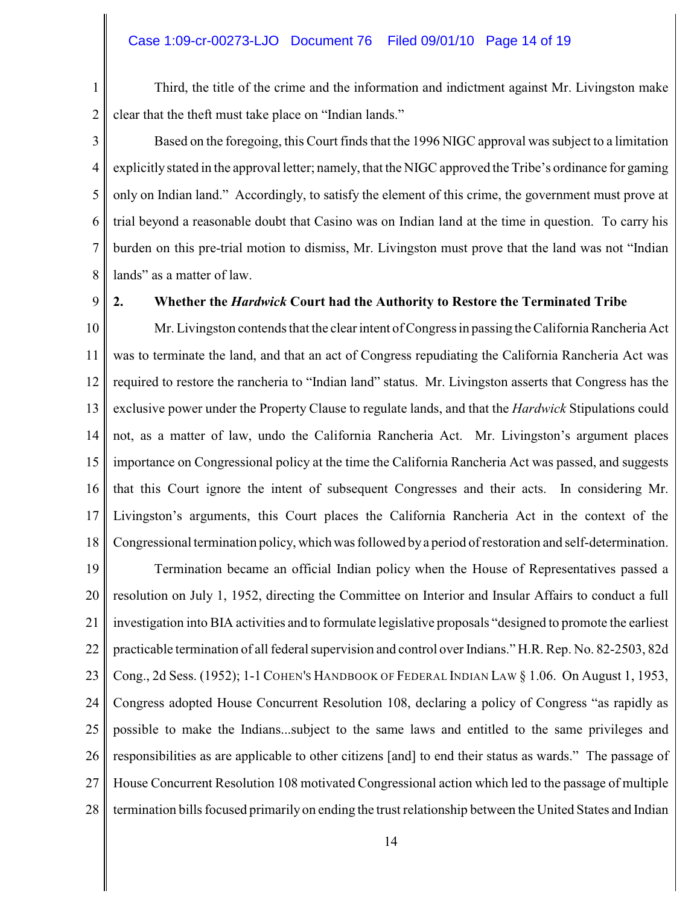Third, the title of the crime and the information and indictment against Mr. Livingston make clear that the theft must take place on "Indian lands."

Based on the foregoing, this Court finds that the 1996 NIGC approval was subject to a limitation explicitly stated in the approval letter; namely, that the NIGC approved the Tribe's ordinance for gaming only on Indian land." Accordingly, to satisfy the element of this crime, the government must prove at trial beyond a reasonable doubt that Casino was on Indian land at the time in question. To carry his burden on this pre-trial motion to dismiss, Mr. Livingston must prove that the land was not "Indian lands" as a matter of law.

**2. Whether the *Hardwick* Court had the Authority to Restore the Terminated Tribe**

Mr. Livingston contends that the clear intent of Congress in passing the California Rancheria Act was to terminate the land, and that an act of Congress repudiating the California Rancheria Act was required to restore the rancheria to "Indian land" status. Mr. Livingston asserts that Congress has the exclusive power under the Property Clause to regulate lands, and that the *Hardwick* Stipulations could not, as a matter of law, undo the California Rancheria Act. Mr. Livingston's argument places importance on Congressional policy at the time the California Rancheria Act was passed, and suggests that this Court ignore the intent of subsequent Congresses and their acts. In considering Mr. Livingston's arguments, this Court places the California Rancheria Act in the context of the Congressional termination policy, which was followed by a period of restoration and self-determination.

Termination became an official Indian policy when the House of Representatives passed a resolution on July 1, 1952, directing the Committee on Interior and Insular Affairs to conduct a full investigation into BIA activities and to formulate legislative proposals "designed to promote the earliest practicable termination of all federal supervision and control over Indians." H.R. Rep. No. 82-2503, 82d Cong., 2d Sess. (1952); 1-1 COHEN'S HANDBOOK OF FEDERAL INDIAN LAW § 1.06. On August 1, 1953, Congress adopted House Concurrent Resolution 108, declaring a policy of Congress "as rapidly as possible to make the Indians...subject to the same laws and entitled to the same privileges and responsibilities as are applicable to other citizens [and] to end their status as wards." The passage of House Concurrent Resolution 108 motivated Congressional action which led to the passage of multiple termination bills focused primarily on ending the trust relationship between the United States and Indian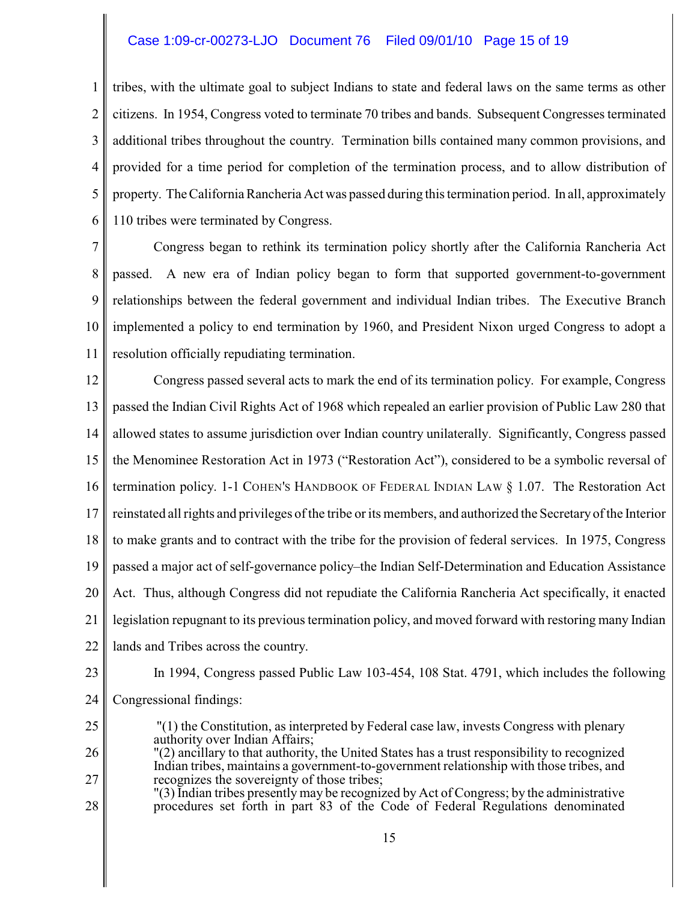tribes, with the ultimate goal to subject Indians to state and federal laws on the same terms as other citizens. In 1954, Congress voted to terminate 70 tribes and bands. Subsequent Congresses terminated additional tribes throughout the country. Termination bills contained many common provisions, and provided for a time period for completion of the termination process, and to allow distribution of property. The California Rancheria Act was passed during this termination period. In all, approximately 110 tribes were terminated by Congress.

Congress began to rethink its termination policy shortly after the California Rancheria Act passed. A new era of Indian policy began to form that supported government-to-government relationships between the federal government and individual Indian tribes. The Executive Branch implemented a policy to end termination by 1960, and President Nixon urged Congress to adopt a resolution officially repudiating termination.

Congress passed several acts to mark the end of its termination policy. For example, Congress passed the Indian Civil Rights Act of 1968 which repealed an earlier provision of Public Law 280 that allowed states to assume jurisdiction over Indian country unilaterally. Significantly, Congress passed the Menominee Restoration Act in 1973 ("Restoration Act"), considered to be a symbolic reversal of termination policy. 1-1 COHEN'S HANDBOOK OF FEDERAL INDIAN LAW § 1.07. The Restoration Act reinstated all rights and privileges of the tribe or its members, and authorized the Secretary of the Interior to make grants and to contract with the tribe for the provision of federal services. In 1975, Congress passed a major act of self-governance policy–the Indian Self-Determination and Education Assistance Act. Thus, although Congress did not repudiate the California Rancheria Act specifically, it enacted legislation repugnant to its previous termination policy, and moved forward with restoring many Indian lands and Tribes across the country.

In 1994, Congress passed Public Law 103-454, 108 Stat. 4791, which includes the following Congressional findings:

> "(1) the Constitution, as interpreted by Federal case law, invests Congress with plenary authority over Indian Affairs;
> "(2) ancillary to that authority, the United States has a trust responsibility to recognized Indian tribes, maintains a government-to-government relationship with those tribes, and recognizes the sovereignty of those tribes;
> "(3) Indian tribes presently may be recognized by Act of Congress; by the administrative procedures set forth in part 83 of the Code of Federal Regulations denominated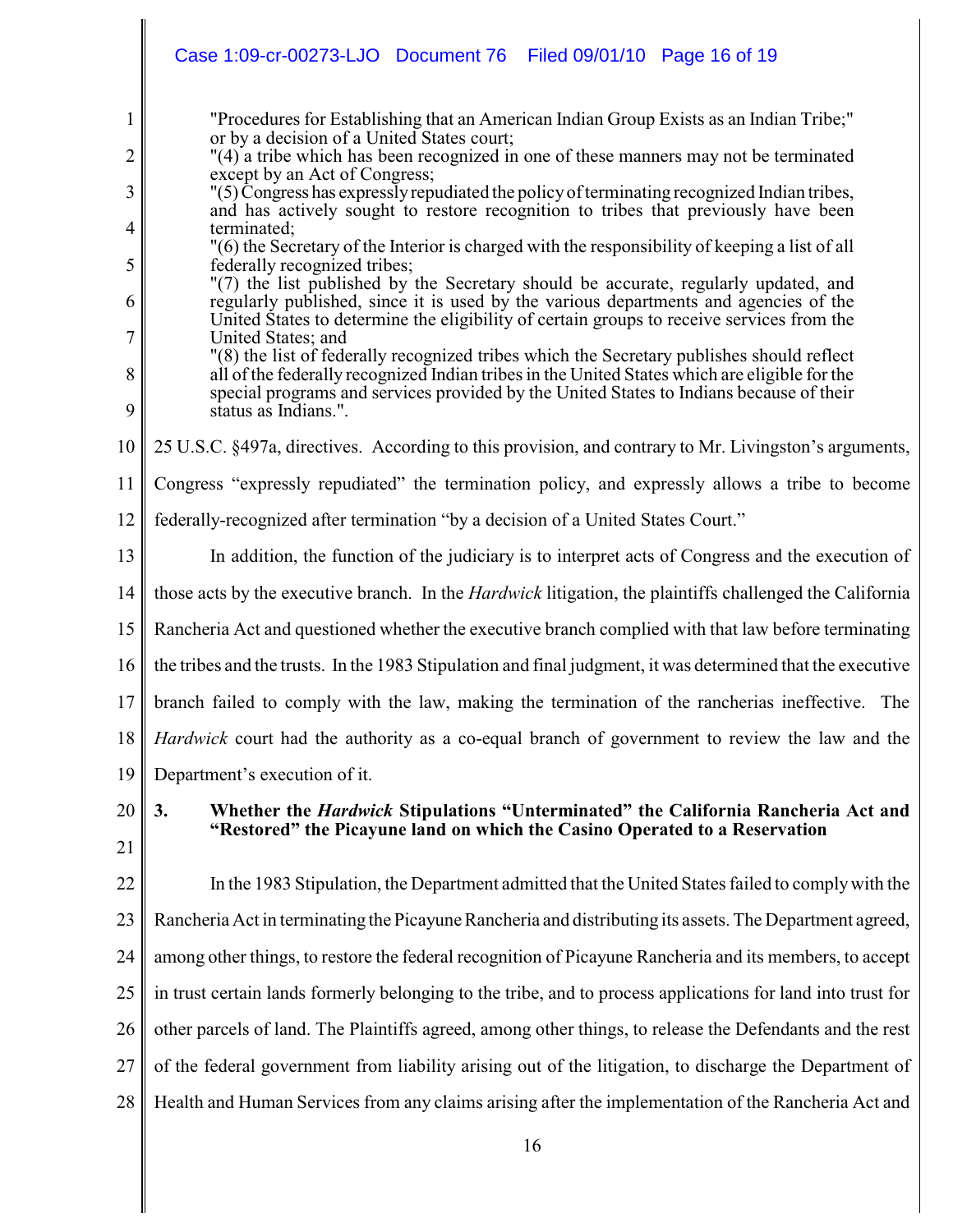> "Procedures for Establishing that an American Indian Group Exists as an Indian Tribe;" or by a decision of a United States court;
> "(4) a tribe which has been recognized in one of these manners may not be terminated except by an Act of Congress;
> "(5) Congress has expressly repudiated the policy of terminating recognized Indian tribes, and has actively sought to restore recognition to tribes that previously have been terminated;
> "(6) the Secretary of the Interior is charged with the responsibility of keeping a list of all federally recognized tribes;
> "(7) the list published by the Secretary should be accurate, regularly updated, and regularly published, since it is used by the various departments and agencies of the United States to determine the eligibility of certain groups to receive services from the United States; and
> "(8) the list of federally recognized tribes which the Secretary publishes should reflect all of the federally recognized Indian tribes in the United States which are eligible for the special programs and services provided by the United States to Indians because of their status as Indians.".

25 U.S.C. §497a, directives. According to this provision, and contrary to Mr. Livingston's arguments, Congress "expressly repudiated" the termination policy, and expressly allows a tribe to become federally-recognized after termination "by a decision of a United States Court."

In addition, the function of the judiciary is to interpret acts of Congress and the execution of those acts by the executive branch. In the *Hardwick* litigation, the plaintiffs challenged the California Rancheria Act and questioned whether the executive branch complied with that law before terminating the tribes and the trusts. In the 1983 Stipulation and final judgment, it was determined that the executive branch failed to comply with the law, making the termination of the rancherias ineffective. The *Hardwick* court had the authority as a co-equal branch of government to review the law and the Department's execution of it.

**3. Whether the *Hardwick* Stipulations "Unterminated" the California Rancheria Act and "Restored" the Picayune land on which the Casino Operated to a Reservation**

In the 1983 Stipulation, the Department admitted that the United States failed to comply with the Rancheria Act in terminating the Picayune Rancheria and distributing its assets. The Department agreed, among other things, to restore the federal recognition of Picayune Rancheria and its members, to accept in trust certain lands formerly belonging to the tribe, and to process applications for land into trust for other parcels of land. The Plaintiffs agreed, among other things, to release the Defendants and the rest of the federal government from liability arising out of the litigation, to discharge the Department of Health and Human Services from any claims arising after the implementation of the Rancheria Act and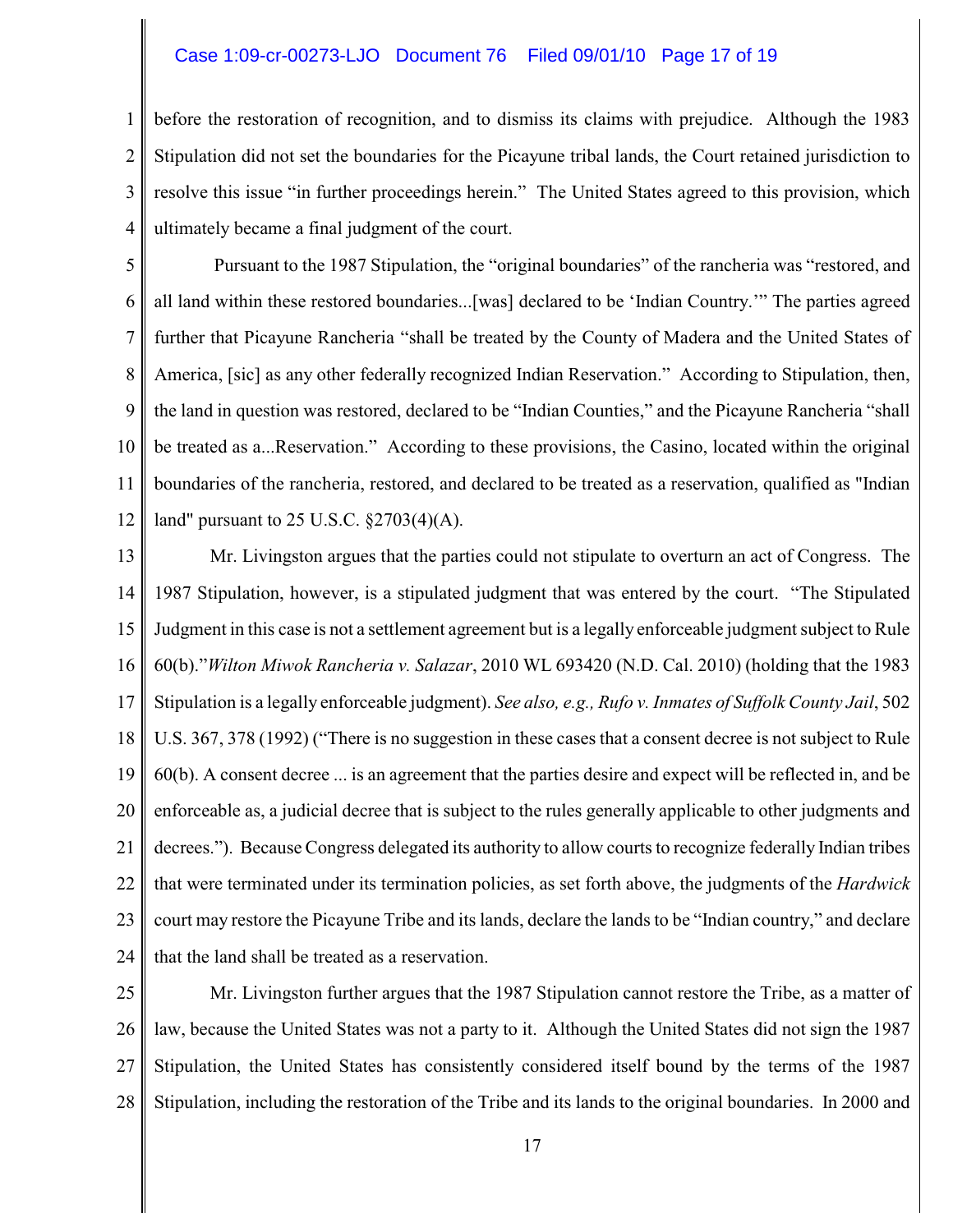before the restoration of recognition, and to dismiss its claims with prejudice. Although the 1983 Stipulation did not set the boundaries for the Picayune tribal lands, the Court retained jurisdiction to resolve this issue "in further proceedings herein." The United States agreed to this provision, which ultimately became a final judgment of the court.

Pursuant to the 1987 Stipulation, the "original boundaries" of the rancheria was "restored, and all land within these restored boundaries...[was] declared to be 'Indian Country.'" The parties agreed further that Picayune Rancheria "shall be treated by the County of Madera and the United States of America, [sic] as any other federally recognized Indian Reservation." According to Stipulation, then, the land in question was restored, declared to be "Indian Counties," and the Picayune Rancheria "shall be treated as a...Reservation." According to these provisions, the Casino, located within the original boundaries of the rancheria, restored, and declared to be treated as a reservation, qualified as "Indian land" pursuant to 25 U.S.C. §2703(4)(A).

Mr. Livingston argues that the parties could not stipulate to overturn an act of Congress. The 1987 Stipulation, however, is a stipulated judgment that was entered by the court. "The Stipulated Judgment in this case is not a settlement agreement but is a legally enforceable judgment subject to Rule 60(b)."*Wilton Miwok Rancheria v. Salazar*, 2010 WL 693420 (N.D. Cal. 2010) (holding that the 1983 Stipulation is a legally enforceable judgment). *See also, e.g., Rufo v. Inmates of Suffolk County Jail*, 502 U.S. 367, 378 (1992) ("There is no suggestion in these cases that a consent decree is not subject to Rule 60(b). A consent decree ... is an agreement that the parties desire and expect will be reflected in, and be enforceable as, a judicial decree that is subject to the rules generally applicable to other judgments and decrees."). Because Congress delegated its authority to allow courts to recognize federally Indian tribes that were terminated under its termination policies, as set forth above, the judgments of the *Hardwick* court may restore the Picayune Tribe and its lands, declare the lands to be "Indian country," and declare that the land shall be treated as a reservation.

Mr. Livingston further argues that the 1987 Stipulation cannot restore the Tribe, as a matter of law, because the United States was not a party to it. Although the United States did not sign the 1987 Stipulation, the United States has consistently considered itself bound by the terms of the 1987 Stipulation, including the restoration of the Tribe and its lands to the original boundaries. In 2000 and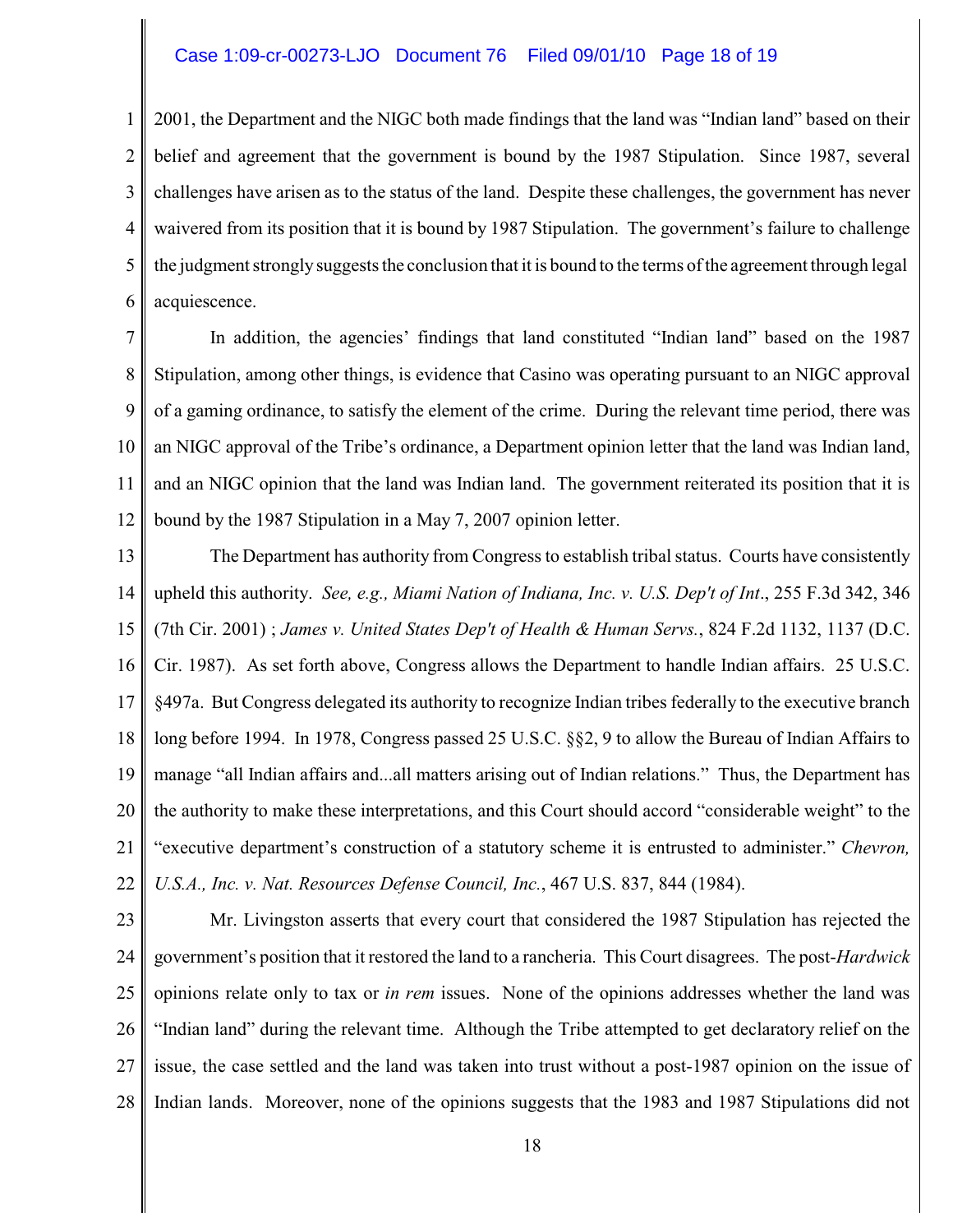2001, the Department and the NIGC both made findings that the land was "Indian land" based on their belief and agreement that the government is bound by the 1987 Stipulation. Since 1987, several challenges have arisen as to the status of the land. Despite these challenges, the government has never waivered from its position that it is bound by 1987 Stipulation. The government's failure to challenge the judgment strongly suggests the conclusion that it is bound to the terms of the agreement through legal acquiescence.

In addition, the agencies' findings that land constituted "Indian land" based on the 1987 Stipulation, among other things, is evidence that Casino was operating pursuant to an NIGC approval of a gaming ordinance, to satisfy the element of the crime. During the relevant time period, there was an NIGC approval of the Tribe's ordinance, a Department opinion letter that the land was Indian land, and an NIGC opinion that the land was Indian land. The government reiterated its position that it is bound by the 1987 Stipulation in a May 7, 2007 opinion letter.

The Department has authority from Congress to establish tribal status. Courts have consistently upheld this authority. *See, e.g., Miami Nation of Indiana, Inc. v. U.S. Dep't of Int*., 255 F.3d 342, 346 (7th Cir. 2001) ; *James v. United States Dep't of Health & Human Servs.*, 824 F.2d 1132, 1137 (D.C. Cir. 1987). As set forth above, Congress allows the Department to handle Indian affairs. 25 U.S.C. §497a. But Congress delegated its authority to recognize Indian tribes federally to the executive branch long before 1994. In 1978, Congress passed 25 U.S.C. §§2, 9 to allow the Bureau of Indian Affairs to manage "all Indian affairs and...all matters arising out of Indian relations." Thus, the Department has the authority to make these interpretations, and this Court should accord "considerable weight" to the "executive department's construction of a statutory scheme it is entrusted to administer." *Chevron, U.S.A., Inc. v. Nat. Resources Defense Council, Inc.*, 467 U.S. 837, 844 (1984).

Mr. Livingston asserts that every court that considered the 1987 Stipulation has rejected the government's position that it restored the land to a rancheria. This Court disagrees. The post-*Hardwick* opinions relate only to tax or *in rem* issues. None of the opinions addresses whether the land was "Indian land" during the relevant time. Although the Tribe attempted to get declaratory relief on the issue, the case settled and the land was taken into trust without a post-1987 opinion on the issue of Indian lands. Moreover, none of the opinions suggests that the 1983 and 1987 Stipulations did not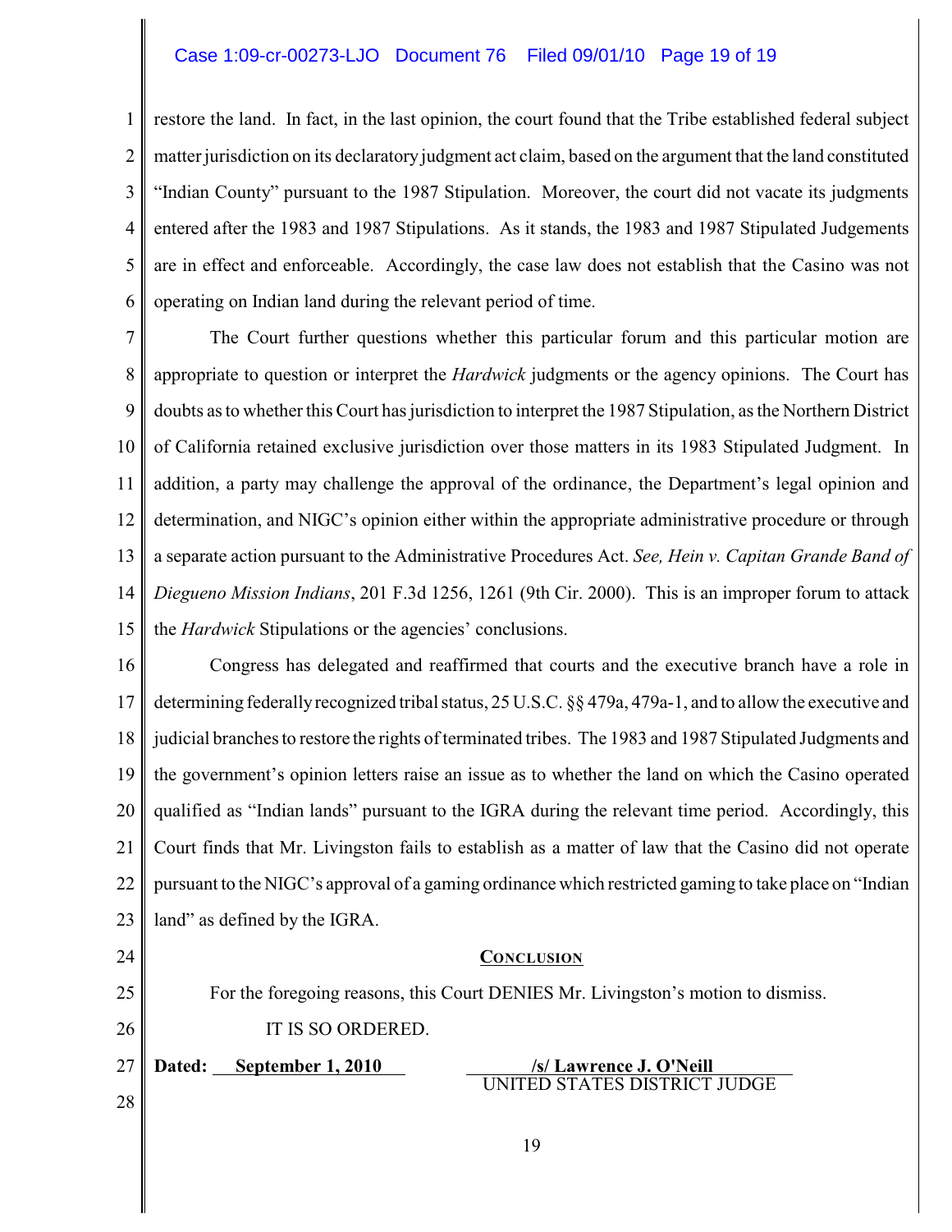restore the land. In fact, in the last opinion, the court found that the Tribe established federal subject matter jurisdiction on its declaratory judgment act claim, based on the argument that the land constituted "Indian County" pursuant to the 1987 Stipulation. Moreover, the court did not vacate its judgments entered after the 1983 and 1987 Stipulations. As it stands, the 1983 and 1987 Stipulated Judgements are in effect and enforceable. Accordingly, the case law does not establish that the Casino was not operating on Indian land during the relevant period of time.

The Court further questions whether this particular forum and this particular motion are appropriate to question or interpret the *Hardwick* judgments or the agency opinions. The Court has doubts as to whether this Court has jurisdiction to interpret the 1987 Stipulation, as the Northern District of California retained exclusive jurisdiction over those matters in its 1983 Stipulated Judgment. In addition, a party may challenge the approval of the ordinance, the Department's legal opinion and determination, and NIGC's opinion either within the appropriate administrative procedure or through a separate action pursuant to the Administrative Procedures Act. *See, Hein v. Capitan Grande Band of Diegueno Mission Indians*, 201 F.3d 1256, 1261 (9th Cir. 2000). This is an improper forum to attack the *Hardwick* Stipulations or the agencies' conclusions.

Congress has delegated and reaffirmed that courts and the executive branch have a role in determining federally recognized tribal status, 25 U.S.C. §§ 479a, 479a-1, and to allow the executive and judicial branches to restore the rights of terminated tribes. The 1983 and 1987 Stipulated Judgments and the government's opinion letters raise an issue as to whether the land on which the Casino operated qualified as "Indian lands" pursuant to the IGRA during the relevant time period. Accordingly, this Court finds that Mr. Livingston fails to establish as a matter of law that the Casino did not operate pursuant to the NIGC's approval of a gaming ordinance which restricted gaming to take place on "Indian land" as defined by the IGRA.

## CONCLUSION

For the foregoing reasons, this Court DENIES Mr. Livingston's motion to dismiss.

IT IS SO ORDERED.

**Dated: September 1, 2010**

**/s/ Lawrence J. O'Neill**
UNITED STATES DISTRICT JUDGE